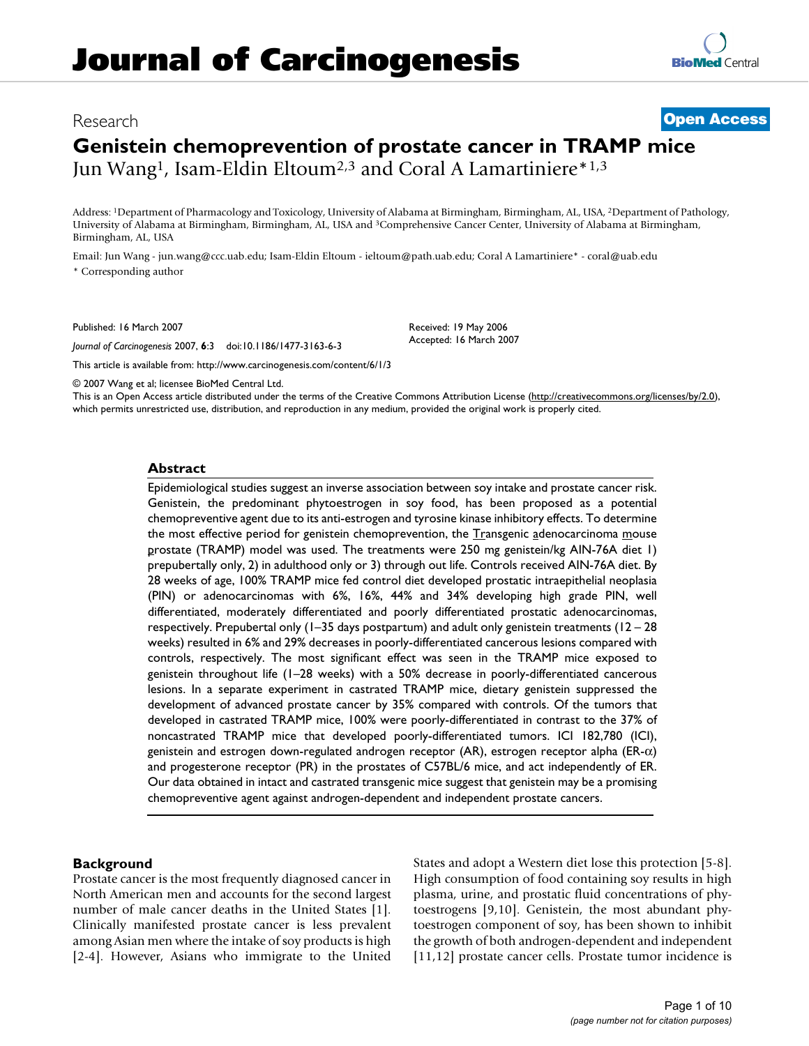# Journal of Carcinogenesis

Research

**Open Access**

## Genistein chemoprevention of prostate cancer in TRAMP mice

Jun Wang[1], Isam-Eldin Eltoum[2,3] and Coral A Lamartiniere*[1,3]

Address: [1]Department of Pharmacology and Toxicology, University of Alabama at Birmingham, Birmingham, AL, USA, [2]Department of Pathology, University of Alabama at Birmingham, Birmingham, AL, USA and [3]Comprehensive Cancer Center, University of Alabama at Birmingham, Birmingham, AL, USA

Email: Jun Wang - jun.wang@ccc.uab.edu; Isam-Eldin Eltoum - ieltoum@path.uab.edu; Coral A Lamartiniere* - coral@uab.edu

* Corresponding author

Published: 16 March 2007

*Journal of Carcinogenesis* 2007, **6**:3 doi:10.1186/1477-3163-6-3

Received: 19 May 2006
Accepted: 16 March 2007

This article is available from: http://www.carcinogenesis.com/content/6/1/3

© 2007 Wang et al; licensee BioMed Central Ltd.
This is an Open Access article distributed under the terms of the Creative Commons Attribution License (http://creativecommons.org/licenses/by/2.0), which permits unrestricted use, distribution, and reproduction in any medium, provided the original work is properly cited.

### Abstract

Epidemiological studies suggest an inverse association between soy intake and prostate cancer risk. Genistein, the predominant phytoestrogen in soy food, has been proposed as a potential chemopreventive agent due to its anti-estrogen and tyrosine kinase inhibitory effects. To determine the most effective period for genistein chemoprevention, the Transgenic adenocarcinoma mouse prostate (TRAMP) model was used. The treatments were 250 mg genistein/kg AIN-76A diet 1) prepubertally only, 2) in adulthood only or 3) through out life. Controls received AIN-76A diet. By 28 weeks of age, 100% TRAMP mice fed control diet developed prostatic intraepithelial neoplasia (PIN) or adenocarcinomas with 6%, 16%, 44% and 34% developing high grade PIN, well differentiated, moderately differentiated and poorly differentiated prostatic adenocarcinomas, respectively. Prepubertal only (1–35 days postpartum) and adult only genistein treatments (12 – 28 weeks) resulted in 6% and 29% decreases in poorly-differentiated cancerous lesions compared with controls, respectively. The most significant effect was seen in the TRAMP mice exposed to genistein throughout life (1–28 weeks) with a 50% decrease in poorly-differentiated cancerous lesions. In a separate experiment in castrated TRAMP mice, dietary genistein suppressed the development of advanced prostate cancer by 35% compared with controls. Of the tumors that developed in castrated TRAMP mice, 100% were poorly-differentiated in contrast to the 37% of noncastrated TRAMP mice that developed poorly-differentiated tumors. ICI 182,780 (ICI), genistein and estrogen down-regulated androgen receptor (AR), estrogen receptor alpha (ER-$\alpha$) and progesterone receptor (PR) in the prostates of C57BL/6 mice, and act independently of ER. Our data obtained in intact and castrated transgenic mice suggest that genistein may be a promising chemopreventive agent against androgen-dependent and independent prostate cancers.

### Background

Prostate cancer is the most frequently diagnosed cancer in North American men and accounts for the second largest number of male cancer deaths in the United States [1]. Clinically manifested prostate cancer is less prevalent among Asian men where the intake of soy products is high [2-4]. However, Asians who immigrate to the United States and adopt a Western diet lose this protection [5-8]. High consumption of food containing soy results in high plasma, urine, and prostatic fluid concentrations of phytoestrogens [9,10]. Genistein, the most abundant phytoestrogen component of soy, has been shown to inhibit the growth of both androgen-dependent and independent [11,12] prostate cancer cells. Prostate tumor incidence is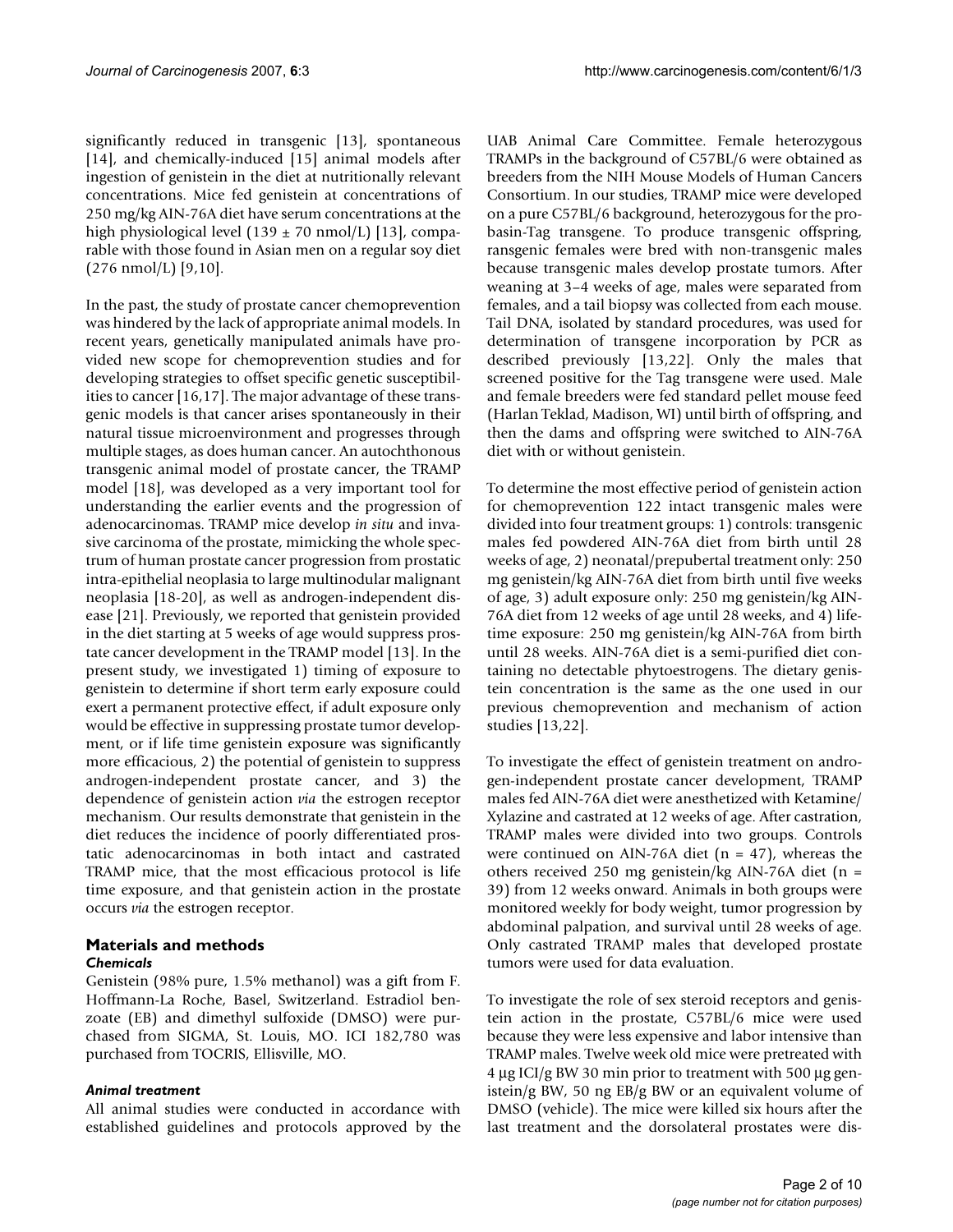significantly reduced in transgenic [13], spontaneous [14], and chemically-induced [15] animal models after ingestion of genistein in the diet at nutritionally relevant concentrations. Mice fed genistein at concentrations of 250 mg/kg AIN-76A diet have serum concentrations at the high physiological level (139 ± 70 nmol/L) [13], comparable with those found in Asian men on a regular soy diet (276 nmol/L) [9,10].

In the past, the study of prostate cancer chemoprevention was hindered by the lack of appropriate animal models. In recent years, genetically manipulated animals have provided new scope for chemoprevention studies and for developing strategies to offset specific genetic susceptibilities to cancer [16,17]. The major advantage of these transgenic models is that cancer arises spontaneously in their natural tissue microenvironment and progresses through multiple stages, as does human cancer. An autochthonous transgenic animal model of prostate cancer, the TRAMP model [18], was developed as a very important tool for understanding the earlier events and the progression of adenocarcinomas. TRAMP mice develop *in situ* and invasive carcinoma of the prostate, mimicking the whole spectrum of human prostate cancer progression from prostatic intra-epithelial neoplasia to large multinodular malignant neoplasia [18-20], as well as androgen-independent disease [21]. Previously, we reported that genistein provided in the diet starting at 5 weeks of age would suppress prostate cancer development in the TRAMP model [13]. In the present study, we investigated 1) timing of exposure to genistein to determine if short term early exposure could exert a permanent protective effect, if adult exposure only would be effective in suppressing prostate tumor development, or if life time genistein exposure was significantly more efficacious, 2) the potential of genistein to suppress androgen-independent prostate cancer, and 3) the dependence of genistein action *via* the estrogen receptor mechanism. Our results demonstrate that genistein in the diet reduces the incidence of poorly differentiated prostatic adenocarcinomas in both intact and castrated TRAMP mice, that the most efficacious protocol is life time exposure, and that genistein action in the prostate occurs *via* the estrogen receptor.

## Materials and methods

### *Chemicals*

Genistein (98% pure, 1.5% methanol) was a gift from F. Hoffmann-La Roche, Basel, Switzerland. Estradiol benzoate (EB) and dimethyl sulfoxide (DMSO) were purchased from SIGMA, St. Louis, MO. ICI 182,780 was purchased from TOCRIS, Ellisville, MO.

### *Animal treatment*

All animal studies were conducted in accordance with established guidelines and protocols approved by the UAB Animal Care Committee. Female heterozygous TRAMPs in the background of C57BL/6 were obtained as breeders from the NIH Mouse Models of Human Cancers Consortium. In our studies, TRAMP mice were developed on a pure C57BL/6 background, heterozygous for the probasin-Tag transgene. To produce transgenic offspring, ransgenic females were bred with non-transgenic males because transgenic males develop prostate tumors. After weaning at 3–4 weeks of age, males were separated from females, and a tail biopsy was collected from each mouse. Tail DNA, isolated by standard procedures, was used for determination of transgene incorporation by PCR as described previously [13,22]. Only the males that screened positive for the Tag transgene were used. Male and female breeders were fed standard pellet mouse feed (Harlan Teklad, Madison, WI) until birth of offspring, and then the dams and offspring were switched to AIN-76A diet with or without genistein.

To determine the most effective period of genistein action for chemoprevention 122 intact transgenic males were divided into four treatment groups: 1) controls: transgenic males fed powdered AIN-76A diet from birth until 28 weeks of age, 2) neonatal/prepubertal treatment only: 250 mg genistein/kg AIN-76A diet from birth until five weeks of age, 3) adult exposure only: 250 mg genistein/kg AIN-76A diet from 12 weeks of age until 28 weeks, and 4) lifetime exposure: 250 mg genistein/kg AIN-76A from birth until 28 weeks. AIN-76A diet is a semi-purified diet containing no detectable phytoestrogens. The dietary genistein concentration is the same as the one used in our previous chemoprevention and mechanism of action studies [13,22].

To investigate the effect of genistein treatment on androgen-independent prostate cancer development, TRAMP males fed AIN-76A diet were anesthetized with Ketamine/Xylazine and castrated at 12 weeks of age. After castration, TRAMP males were divided into two groups. Controls were continued on AIN-76A diet (n = 47), whereas the others received 250 mg genistein/kg AIN-76A diet (n = 39) from 12 weeks onward. Animals in both groups were monitored weekly for body weight, tumor progression by abdominal palpation, and survival until 28 weeks of age. Only castrated TRAMP males that developed prostate tumors were used for data evaluation.

To investigate the role of sex steroid receptors and genistein action in the prostate, C57BL/6 mice were used because they were less expensive and labor intensive than TRAMP males. Twelve week old mice were pretreated with 4 μg ICI/g BW 30 min prior to treatment with 500 μg genistein/g BW, 50 ng EB/g BW or an equivalent volume of DMSO (vehicle). The mice were killed six hours after the last treatment and the dorsolateral prostates were dis-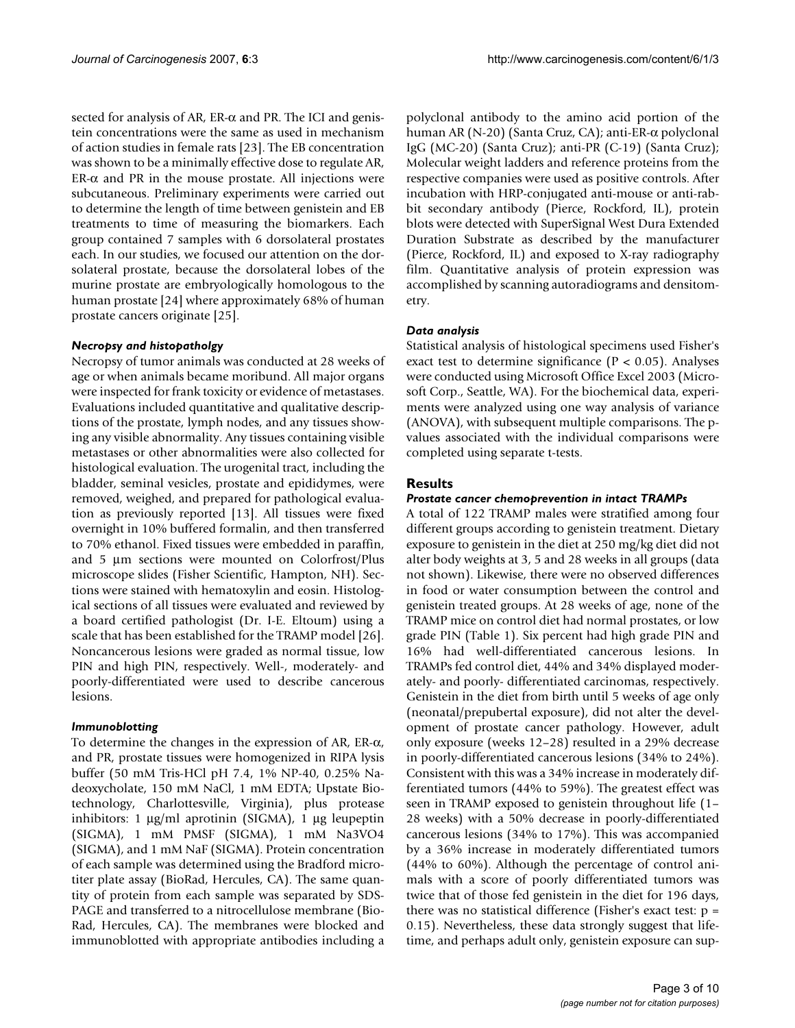sected for analysis of AR, ER-α and PR. The ICI and genistein concentrations were the same as used in mechanism of action studies in female rats [23]. The EB concentration was shown to be a minimally effective dose to regulate AR, ER-α and PR in the mouse prostate. All injections were subcutaneous. Preliminary experiments were carried out to determine the length of time between genistein and EB treatments to time of measuring the biomarkers. Each group contained 7 samples with 6 dorsolateral prostates each. In our studies, we focused our attention on the dorsolateral prostate, because the dorsolateral lobes of the murine prostate are embryologically homologous to the human prostate [24] where approximately 68% of human prostate cancers originate [25].

### *Necropsy and histopatholgy*

Necropsy of tumor animals was conducted at 28 weeks of age or when animals became moribund. All major organs were inspected for frank toxicity or evidence of metastases. Evaluations included quantitative and qualitative descriptions of the prostate, lymph nodes, and any tissues showing any visible abnormality. Any tissues containing visible metastases or other abnormalities were also collected for histological evaluation. The urogenital tract, including the bladder, seminal vesicles, prostate and epididymes, were removed, weighed, and prepared for pathological evaluation as previously reported [13]. All tissues were fixed overnight in 10% buffered formalin, and then transferred to 70% ethanol. Fixed tissues were embedded in paraffin, and 5 µm sections were mounted on Colorfrost/Plus microscope slides (Fisher Scientific, Hampton, NH). Sections were stained with hematoxylin and eosin. Histological sections of all tissues were evaluated and reviewed by a board certified pathologist (Dr. I-E. Eltoum) using a scale that has been established for the TRAMP model [26]. Noncancerous lesions were graded as normal tissue, low PIN and high PIN, respectively. Well-, moderately- and poorly-differentiated were used to describe cancerous lesions.

### *Immunoblotting*

To determine the changes in the expression of AR, ER-α, and PR, prostate tissues were homogenized in RIPA lysis buffer (50 mM Tris-HCl pH 7.4, 1% NP-40, 0.25% Na-deoxycholate, 150 mM NaCl, 1 mM EDTA; Upstate Biotechnology, Charlottesville, Virginia), plus protease inhibitors: 1 µg/ml aprotinin (SIGMA), 1 µg leupeptin (SIGMA), 1 mM PMSF (SIGMA), 1 mM $Na_3VO_4$ (SIGMA), and 1 mM NaF (SIGMA). Protein concentration of each sample was determined using the Bradford microtiter plate assay (BioRad, Hercules, CA). The same quantity of protein from each sample was separated by SDS-PAGE and transferred to a nitrocellulose membrane (Bio-Rad, Hercules, CA). The membranes were blocked and immunoblotted with appropriate antibodies including a polyclonal antibody to the amino acid portion of the human AR (N-20) (Santa Cruz, CA); anti-ER-α polyclonal IgG (MC-20) (Santa Cruz); anti-PR (C-19) (Santa Cruz); Molecular weight ladders and reference proteins from the respective companies were used as positive controls. After incubation with HRP-conjugated anti-mouse or anti-rabbit secondary antibody (Pierce, Rockford, IL), protein blots were detected with SuperSignal West Dura Extended Duration Substrate as described by the manufacturer (Pierce, Rockford, IL) and exposed to X-ray radiography film. Quantitative analysis of protein expression was accomplished by scanning autoradiograms and densitometry.

### *Data analysis*

Statistical analysis of histological specimens used Fisher's exact test to determine significance ($P < 0.05$). Analyses were conducted using Microsoft Office Excel 2003 (Microsoft Corp., Seattle, WA). For the biochemical data, experiments were analyzed using one way analysis of variance (ANOVA), with subsequent multiple comparisons. The p-values associated with the individual comparisons were completed using separate t-tests.

## Results

### *Prostate cancer chemoprevention in intact TRAMPs*

A total of 122 TRAMP males were stratified among four different groups according to genistein treatment. Dietary exposure to genistein in the diet at 250 mg/kg diet did not alter body weights at 3, 5 and 28 weeks in all groups (data not shown). Likewise, there were no observed differences in food or water consumption between the control and genistein treated groups. At 28 weeks of age, none of the TRAMP mice on control diet had normal prostates, or low grade PIN (Table 1). Six percent had high grade PIN and 16% had well-differentiated cancerous lesions. In TRAMPs fed control diet, 44% and 34% displayed moderately- and poorly- differentiated carcinomas, respectively. Genistein in the diet from birth until 5 weeks of age only (neonatal/prepubertal exposure), did not alter the development of prostate cancer pathology. However, adult only exposure (weeks 12–28) resulted in a 29% decrease in poorly-differentiated cancerous lesions (34% to 24%). Consistent with this was a 34% increase in moderately differentiated tumors (44% to 59%). The greatest effect was seen in TRAMP exposed to genistein throughout life (1–28 weeks) with a 50% decrease in poorly-differentiated cancerous lesions (34% to 17%). This was accompanied by a 36% increase in moderately differentiated tumors (44% to 60%). Although the percentage of control animals with a score of poorly differentiated tumors was twice that of those fed genistein in the diet for 196 days, there was no statistical difference (Fisher's exact test: $p = 0.15$). Nevertheless, these data strongly suggest that lifetime, and perhaps adult only, genistein exposure can sup-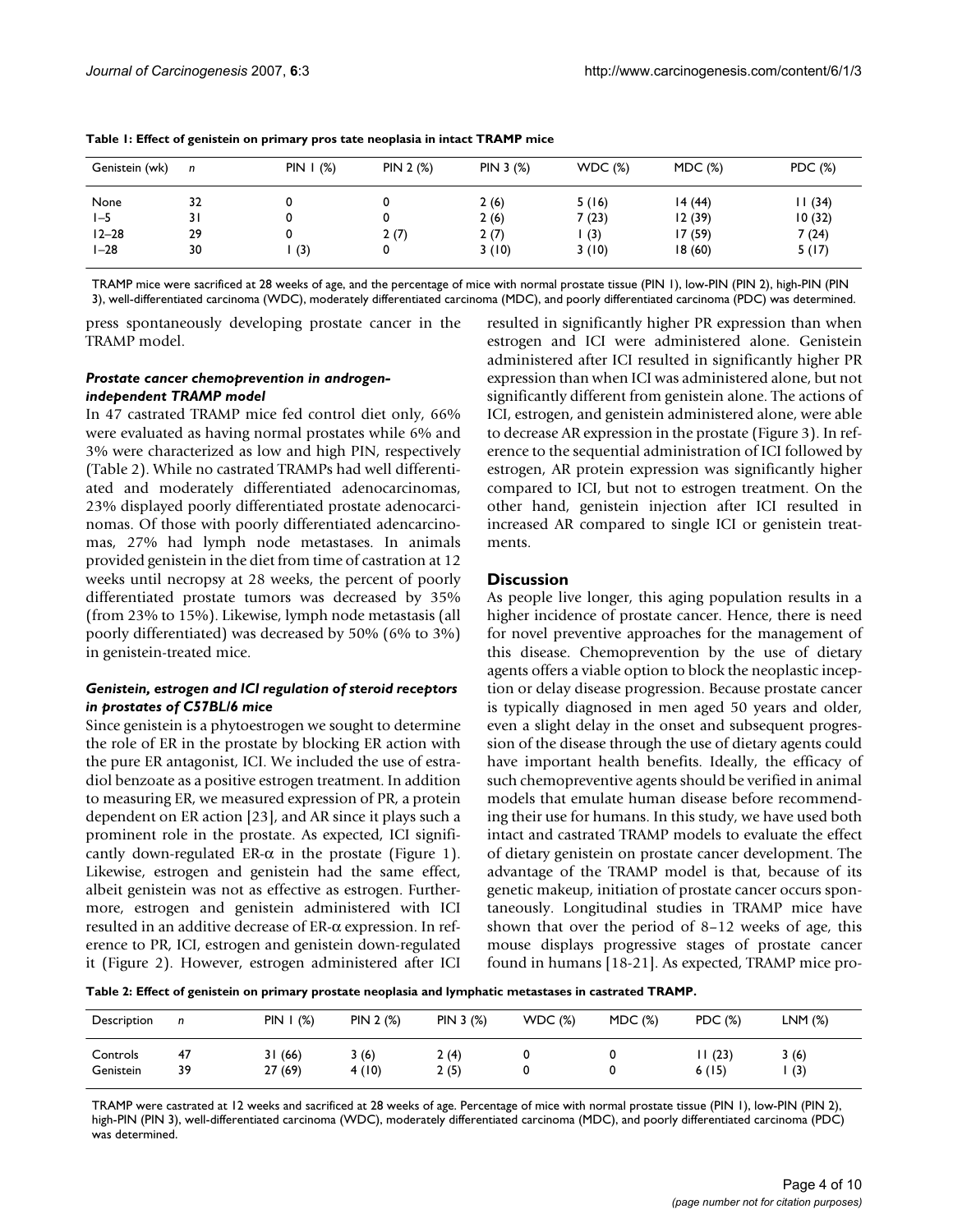**Table 1: Effect of genistein on primary pros tate neoplasia in intact TRAMP mice**

| Genistein (wk) | n | PIN 1 (%) | PIN 2 (%) | PIN 3 (%) | WDC (%) | MDC (%) | PDC (%) |
|---|---|---|---|---|---|---|---|
| None | 32 | 0 | 0 | 2 (6) | 5 (16) | 14 (44) | 11 (34) |
| 1–5 | 31 | 0 | 0 | 2 (6) | 7 (23) | 12 (39) | 10 (32) |
| 12–28 | 29 | 0 | 2 (7) | 2 (7) | 1 (3) | 17 (59) | 7 (24) |
| 1–28 | 30 | 1 (3) | 0 | 3 (10) | 3 (10) | 18 (60) | 5 (17) |

TRAMP mice were sacrificed at 28 weeks of age, and the percentage of mice with normal prostate tissue (PIN 1), low-PIN (PIN 2), high-PIN (PIN 3), well-differentiated carcinoma (WDC), moderately differentiated carcinoma (MDC), and poorly differentiated carcinoma (PDC) was determined.

press spontaneously developing prostate cancer in the TRAMP model.

### *Prostate cancer chemoprevention in androgen-independent TRAMP model*

In 47 castrated TRAMP mice fed control diet only, 66% were evaluated as having normal prostates while 6% and 3% were characterized as low and high PIN, respectively (Table 2). While no castrated TRAMPs had well differentiated and moderately differentiated adenocarcinomas, 23% displayed poorly differentiated prostate adenocarcinomas. Of those with poorly differentiated adencarcinomas, 27% had lymph node metastases. In animals provided genistein in the diet from time of castration at 12 weeks until necropsy at 28 weeks, the percent of poorly differentiated prostate tumors was decreased by 35% (from 23% to 15%). Likewise, lymph node metastasis (all poorly differentiated) was decreased by 50% (6% to 3%) in genistein-treated mice.

### *Genistein, estrogen and ICI regulation of steroid receptors in prostates of C57BL/6 mice*

Since genistein is a phytoestrogen we sought to determine the role of ER in the prostate by blocking ER action with the pure ER antagonist, ICI. We included the use of estradiol benzoate as a positive estrogen treatment. In addition to measuring ER, we measured expression of PR, a protein dependent on ER action [23], and AR since it plays such a prominent role in the prostate. As expected, ICI significantly down-regulated ER-$\alpha$ in the prostate (Figure 1). Likewise, estrogen and genistein had the same effect, albeit genistein was not as effective as estrogen. Furthermore, estrogen and genistein administered with ICI resulted in an additive decrease of ER-$\alpha$ expression. In reference to PR, ICI, estrogen and genistein down-regulated it (Figure 2). However, estrogen administered after ICI resulted in significantly higher PR expression than when estrogen and ICI were administered alone. Genistein administered after ICI resulted in significantly higher PR expression than when ICI was administered alone, but not significantly different from genistein alone. The actions of ICI, estrogen, and genistein administered alone, were able to decrease AR expression in the prostate (Figure 3). In reference to the sequential administration of ICI followed by estrogen, AR protein expression was significantly higher compared to ICI, but not to estrogen treatment. On the other hand, genistein injection after ICI resulted in increased AR compared to single ICI or genistein treatments.

## Discussion

As people live longer, this aging population results in a higher incidence of prostate cancer. Hence, there is need for novel preventive approaches for the management of this disease. Chemoprevention by the use of dietary agents offers a viable option to block the neoplastic inception or delay disease progression. Because prostate cancer is typically diagnosed in men aged 50 years and older, even a slight delay in the onset and subsequent progression of the disease through the use of dietary agents could have important health benefits. Ideally, the efficacy of such chemopreventive agents should be verified in animal models that emulate human disease before recommending their use for humans. In this study, we have used both intact and castrated TRAMP models to evaluate the effect of dietary genistein on prostate cancer development. The advantage of the TRAMP model is that, because of its genetic makeup, initiation of prostate cancer occurs spontaneously. Longitudinal studies in TRAMP mice have shown that over the period of 8–12 weeks of age, this mouse displays progressive stages of prostate cancer found in humans [18-21]. As expected, TRAMP mice pro-

**Table 2: Effect of genistein on primary prostate neoplasia and lymphatic metastases in castrated TRAMP.**

| Description | n | PIN 1 (%) | PIN 2 (%) | PIN 3 (%) | WDC (%) | MDC (%) | PDC (%) | LNM (%) |
|---|---|---|---|---|---|---|---|---|
| Controls | 47 | 31 (66) | 3 (6) | 2 (4) | 0 | 0 | 11 (23) | 3 (6) |
| Genistein | 39 | 27 (69) | 4 (10) | 2 (5) | 0 | 0 | 6 (15) | 1 (3) |

TRAMP were castrated at 12 weeks and sacrificed at 28 weeks of age. Percentage of mice with normal prostate tissue (PIN 1), low-PIN (PIN 2), high-PIN (PIN 3), well-differentiated carcinoma (WDC), moderately differentiated carcinoma (MDC), and poorly differentiated carcinoma (PDC) was determined.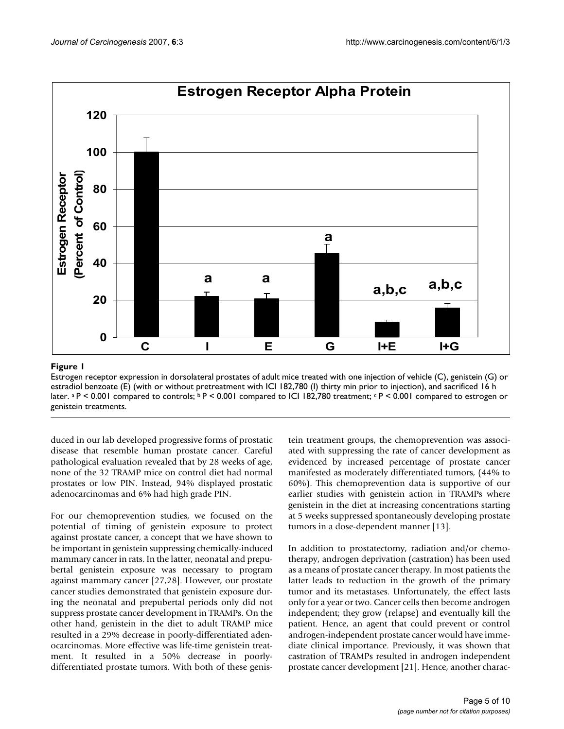**Figure 1**

Estrogen receptor expression in dorsolateral prostates of adult mice treated with one injection of vehicle (C), genistein (G) or estradiol benzoate (E) (with or without pretreatment with ICI 182,780 (I) thirty min prior to injection), and sacrificed 16 h later. [a] $P < 0.001$ compared to controls; [b] $P < 0.001$ compared to ICI 182,780 treatment; [c] $P < 0.001$ compared to estrogen or genistein treatments.

duced in our lab developed progressive forms of prostatic disease that resemble human prostate cancer. Careful pathological evaluation revealed that by 28 weeks of age, none of the 32 TRAMP mice on control diet had normal prostates or low PIN. Instead, 94% displayed prostatic adenocarcinomas and 6% had high grade PIN.

For our chemoprevention studies, we focused on the potential of timing of genistein exposure to protect against prostate cancer, a concept that we have shown to be important in genistein suppressing chemically-induced mammary cancer in rats. In the latter, neonatal and prepubertal genistein exposure was necessary to program against mammary cancer [27,28]. However, our prostate cancer studies demonstrated that genistein exposure during the neonatal and prepubertal periods only did not suppress prostate cancer development in TRAMPs. On the other hand, genistein in the diet to adult TRAMP mice resulted in a 29% decrease in poorly-differentiated adenocarcinomas. More effective was life-time genistein treatment. It resulted in a 50% decrease in poorly-differentiated prostate tumors. With both of these genistein treatment groups, the chemoprevention was associated with suppressing the rate of cancer development as evidenced by increased percentage of prostate cancer manifested as moderately differentiated tumors, (44% to 60%). This chemoprevention data is supportive of our earlier studies with genistein action in TRAMPs where genistein in the diet at increasing concentrations starting at 5 weeks suppressed spontaneously developing prostate tumors in a dose-dependent manner [13].

In addition to prostatectomy, radiation and/or chemotherapy, androgen deprivation (castration) has been used as a means of prostate cancer therapy. In most patients the latter leads to reduction in the growth of the primary tumor and its metastases. Unfortunately, the effect lasts only for a year or two. Cancer cells then become androgen independent; they grow (relapse) and eventually kill the patient. Hence, an agent that could prevent or control androgen-independent prostate cancer would have immediate clinical importance. Previously, it was shown that castration of TRAMPs resulted in androgen independent prostate cancer development [21]. Hence, another charac-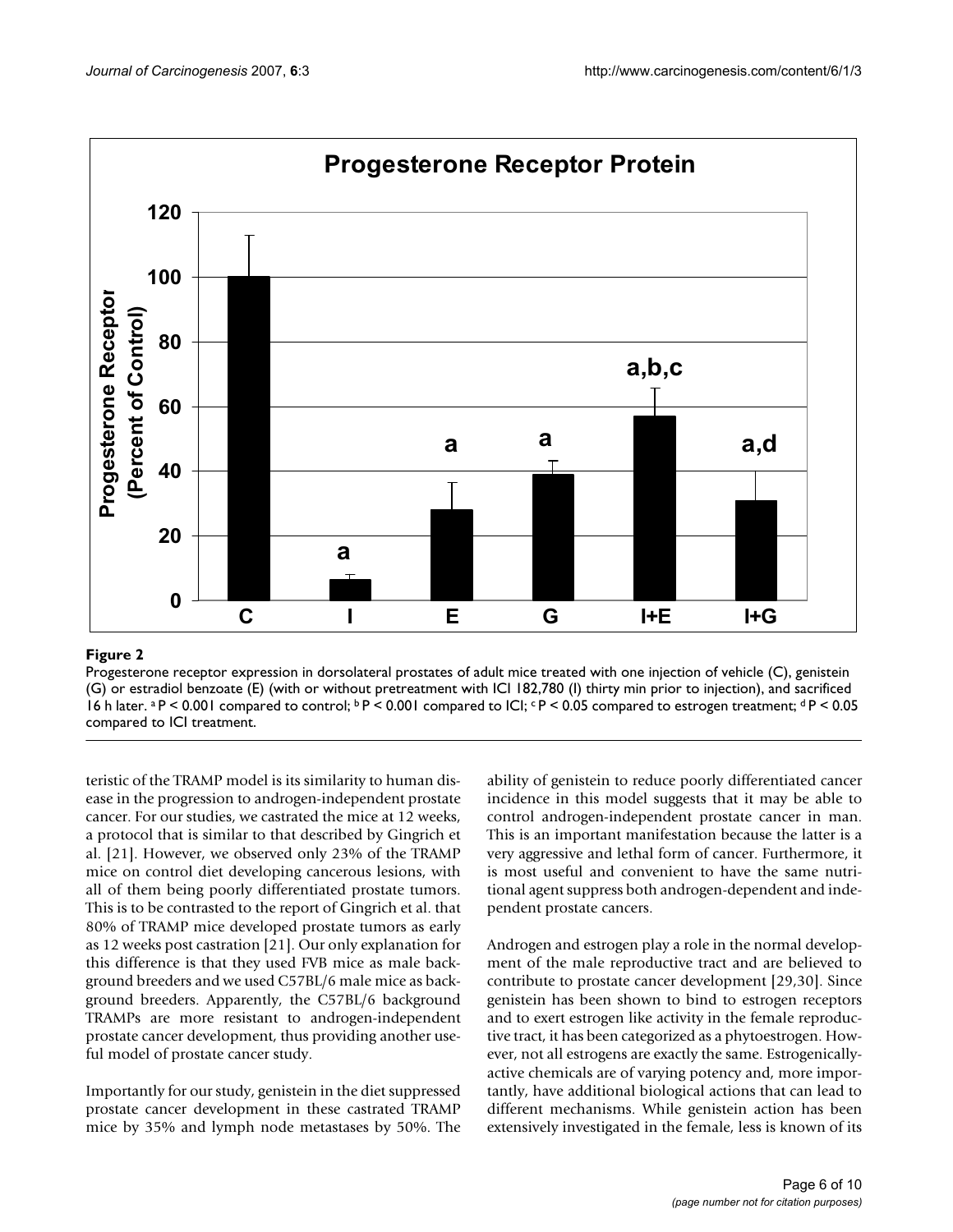**Figure 2**

Progesterone receptor expression in dorsolateral prostates of adult mice treated with one injection of vehicle (C), genistein (G) or estradiol benzoate (E) (with or without pretreatment with ICI 182,780 (I) thirty min prior to injection), and sacrificed 16 h later. [a] $P < 0.001$ compared to control; [b] $P < 0.001$ compared to ICI; [c] $P < 0.05$ compared to estrogen treatment; [d] $P < 0.05$ compared to ICI treatment.

teristic of the TRAMP model is its similarity to human disease in the progression to androgen-independent prostate cancer. For our studies, we castrated the mice at 12 weeks, a protocol that is similar to that described by Gingrich et al. [21]. However, we observed only 23% of the TRAMP mice on control diet developing cancerous lesions, with all of them being poorly differentiated prostate tumors. This is to be contrasted to the report of Gingrich et al. that 80% of TRAMP mice developed prostate tumors as early as 12 weeks post castration [21]. Our only explanation for this difference is that they used FVB mice as male background breeders and we used C57BL/6 male mice as background breeders. Apparently, the C57BL/6 background TRAMPs are more resistant to androgen-independent prostate cancer development, thus providing another useful model of prostate cancer study.

Importantly for our study, genistein in the diet suppressed prostate cancer development in these castrated TRAMP mice by 35% and lymph node metastases by 50%. The ability of genistein to reduce poorly differentiated cancer incidence in this model suggests that it may be able to control androgen-independent prostate cancer in man. This is an important manifestation because the latter is a very aggressive and lethal form of cancer. Furthermore, it is most useful and convenient to have the same nutritional agent suppress both androgen-dependent and independent prostate cancers.

Androgen and estrogen play a role in the normal development of the male reproductive tract and are believed to contribute to prostate cancer development [29,30]. Since genistein has been shown to bind to estrogen receptors and to exert estrogen like activity in the female reproductive tract, it has been categorized as a phytoestrogen. However, not all estrogens are exactly the same. Estrogenically-active chemicals are of varying potency and, more importantly, have additional biological actions that can lead to different mechanisms. While genistein action has been extensively investigated in the female, less is known of its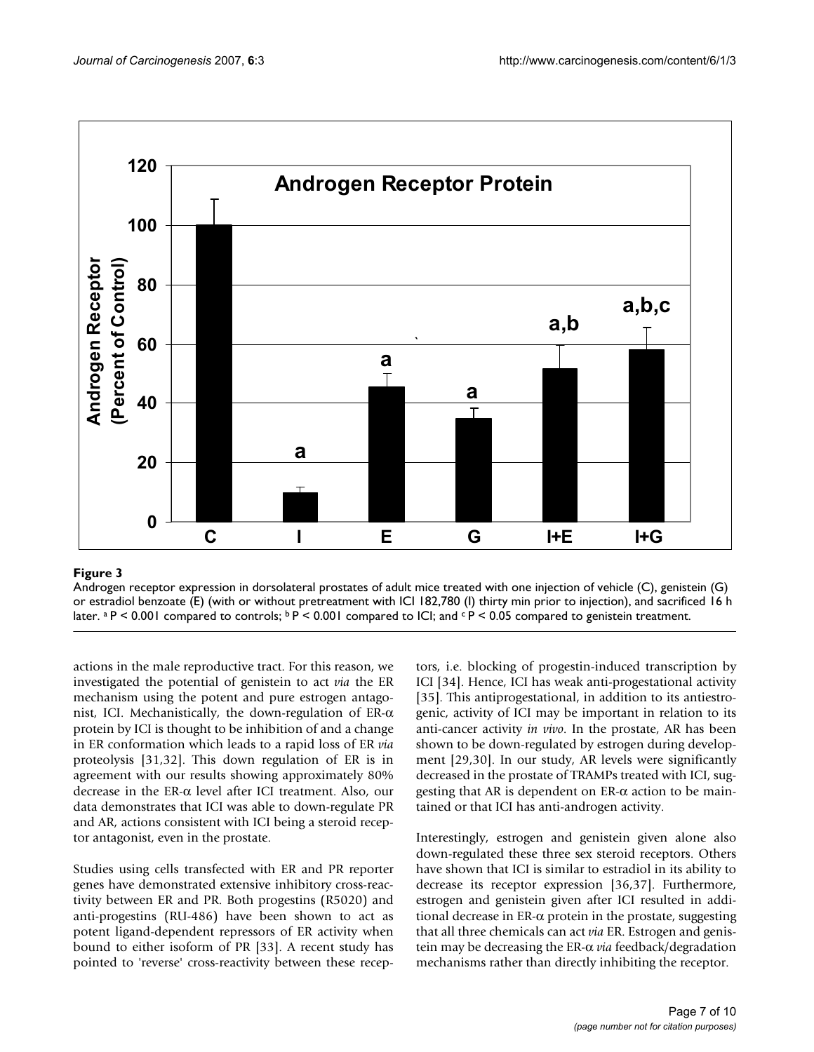**Figure 3**

Androgen receptor expression in dorsolateral prostates of adult mice treated with one injection of vehicle (C), genistein (G) or estradiol benzoate (E) (with or without pretreatment with ICI 182,780 (I) thirty min prior to injection), and sacrificed 16 h later. [a] $P < 0.001$ compared to controls; [b] $P < 0.001$ compared to ICI; and [c] $P < 0.05$ compared to genistein treatment.

actions in the male reproductive tract. For this reason, we investigated the potential of genistein to act *via* the ER mechanism using the potent and pure estrogen antagonist, ICI. Mechanistically, the down-regulation of ER-α protein by ICI is thought to be inhibition of and a change in ER conformation which leads to a rapid loss of ER *via* proteolysis [31,32]. This down regulation of ER is in agreement with our results showing approximately 80% decrease in the ER-α level after ICI treatment. Also, our data demonstrates that ICI was able to down-regulate PR and AR, actions consistent with ICI being a steroid receptor antagonist, even in the prostate.

Studies using cells transfected with ER and PR reporter genes have demonstrated extensive inhibitory cross-reactivity between ER and PR. Both progestins (R5020) and anti-progestins (RU-486) have been shown to act as potent ligand-dependent repressors of ER activity when bound to either isoform of PR [33]. A recent study has pointed to 'reverse' cross-reactivity between these receptors, i.e. blocking of progestin-induced transcription by ICI [34]. Hence, ICI has weak anti-progestational activity [35]. This antiprogestational, in addition to its antiestrogenic, activity of ICI may be important in relation to its anti-cancer activity *in vivo*. In the prostate, AR has been shown to be down-regulated by estrogen during development [29,30]. In our study, AR levels were significantly decreased in the prostate of TRAMPs treated with ICI, suggesting that AR is dependent on ER-α action to be maintained or that ICI has anti-androgen activity.

Interestingly, estrogen and genistein given alone also down-regulated these three sex steroid receptors. Others have shown that ICI is similar to estradiol in its ability to decrease its receptor expression [36,37]. Furthermore, estrogen and genistein given after ICI resulted in additional decrease in ER-α protein in the prostate, suggesting that all three chemicals can act *via* ER. Estrogen and genistein may be decreasing the ER-α *via* feedback/degradation mechanisms rather than directly inhibiting the receptor.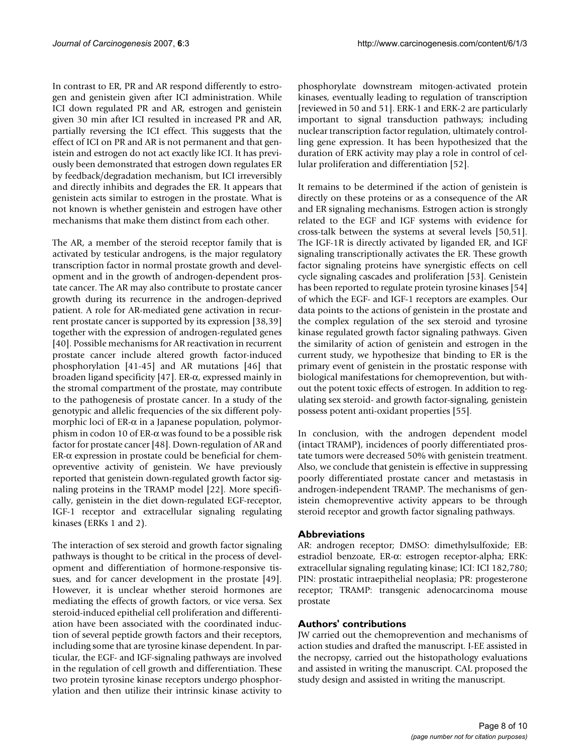In contrast to ER, PR and AR respond differently to estrogen and genistein given after ICI administration. While ICI down regulated PR and AR, estrogen and genistein given 30 min after ICI resulted in increased PR and AR, partially reversing the ICI effect. This suggests that the effect of ICI on PR and AR is not permanent and that genistein and estrogen do not act exactly like ICI. It has previously been demonstrated that estrogen down regulates ER by feedback/degradation mechanism, but ICI irreversibly and directly inhibits and degrades the ER. It appears that genistein acts similar to estrogen in the prostate. What is not known is whether genistein and estrogen have other mechanisms that make them distinct from each other.

The AR, a member of the steroid receptor family that is activated by testicular androgens, is the major regulatory transcription factor in normal prostate growth and development and in the growth of androgen-dependent prostate cancer. The AR may also contribute to prostate cancer growth during its recurrence in the androgen-deprived patient. A role for AR-mediated gene activation in recurrent prostate cancer is supported by its expression [38,39] together with the expression of androgen-regulated genes [40]. Possible mechanisms for AR reactivation in recurrent prostate cancer include altered growth factor-induced phosphorylation [41-45] and AR mutations [46] that broaden ligand specificity [47]. ER-α, expressed mainly in the stromal compartment of the prostate, may contribute to the pathogenesis of prostate cancer. In a study of the genotypic and allelic frequencies of the six different polymorphic loci of ER-α in a Japanese population, polymorphism in codon 10 of ER-α was found to be a possible risk factor for prostate cancer [48]. Down-regulation of AR and ER-α expression in prostate could be beneficial for chemopreventive activity of genistein. We have previously reported that genistein down-regulated growth factor signaling proteins in the TRAMP model [22]. More specifically, genistein in the diet down-regulated EGF-receptor, IGF-1 receptor and extracellular signaling regulating kinases (ERKs 1 and 2).

The interaction of sex steroid and growth factor signaling pathways is thought to be critical in the process of development and differentiation of hormone-responsive tissues, and for cancer development in the prostate [49]. However, it is unclear whether steroid hormones are mediating the effects of growth factors, or vice versa. Sex steroid-induced epithelial cell proliferation and differentiation have been associated with the coordinated induction of several peptide growth factors and their receptors, including some that are tyrosine kinase dependent. In particular, the EGF- and IGF-signaling pathways are involved in the regulation of cell growth and differentiation. These two protein tyrosine kinase receptors undergo phosphorylation and then utilize their intrinsic kinase activity to phosphorylate downstream mitogen-activated protein kinases, eventually leading to regulation of transcription [reviewed in 50 and 51]. ERK-1 and ERK-2 are particularly important to signal transduction pathways; including nuclear transcription factor regulation, ultimately controlling gene expression. It has been hypothesized that the duration of ERK activity may play a role in control of cellular proliferation and differentiation [52].

It remains to be determined if the action of genistein is directly on these proteins or as a consequence of the AR and ER signaling mechanisms. Estrogen action is strongly related to the EGF and IGF systems with evidence for cross-talk between the systems at several levels [50,51]. The IGF-1R is directly activated by liganded ER, and IGF signaling transcriptionally activates the ER. These growth factor signaling proteins have synergistic effects on cell cycle signaling cascades and proliferation [53]. Genistein has been reported to regulate protein tyrosine kinases [54] of which the EGF- and IGF-1 receptors are examples. Our data points to the actions of genistein in the prostate and the complex regulation of the sex steroid and tyrosine kinase regulated growth factor signaling pathways. Given the similarity of action of genistein and estrogen in the current study, we hypothesize that binding to ER is the primary event of genistein in the prostatic response with biological manifestations for chemoprevention, but without the potent toxic effects of estrogen. In addition to regulating sex steroid- and growth factor-signaling, genistein possess potent anti-oxidant properties [55].

In conclusion, with the androgen dependent model (intact TRAMP), incidences of poorly differentiated prostate tumors were decreased 50% with genistein treatment. Also, we conclude that genistein is effective in suppressing poorly differentiated prostate cancer and metastasis in androgen-independent TRAMP. The mechanisms of genistein chemopreventive activity appears to be through steroid receptor and growth factor signaling pathways.

## Abbreviations

AR: androgen receptor; DMSO: dimethylsulfoxide; EB: estradiol benzoate, ER-α: estrogen receptor-alpha; ERK: extracellular signaling regulating kinase; ICI: ICI 182,780; PIN: prostatic intraepithelial neoplasia; PR: progesterone receptor; TRAMP: transgenic adenocarcinoma mouse prostate

## Authors' contributions

JW carried out the chemoprevention and mechanisms of action studies and drafted the manuscript. I-EE assisted in the necropsy, carried out the histopathology evaluations and assisted in writing the manuscript. CAL proposed the study design and assisted in writing the manuscript.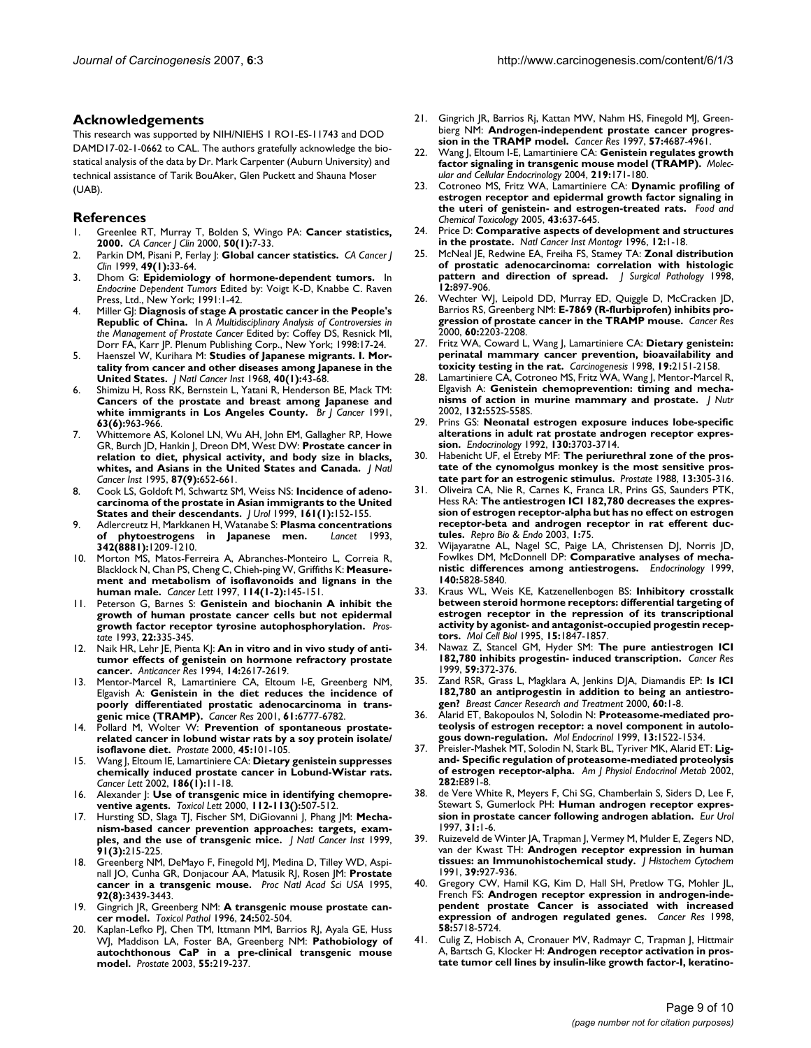## Acknowledgements

This research was supported by NIH/NIEHS 1 RO1-ES-11743 and DOD DAMD17-02-1-0662 to CAL. The authors gratefully acknowledge the biostatical analysis of the data by Dr. Mark Carpenter (Auburn University) and technical assistance of Tarik BouAker, Glen Puckett and Shauna Moser (UAB).

## References

1. Greenlee RT, Murray T, Bolden S, Wingo PA: **Cancer statistics, 2000.** *CA Cancer J Clin* 2000, **50(1):**7-33.
2. Parkin DM, Pisani P, Ferlay J: **Global cancer statistics.** *CA Cancer J Clin* 1999, **49(1):**33-64.
3. Dhom G: **Epidemiology of hormone-dependent tumors.** In *Endocrine Dependent Tumors* Edited by: Voigt K-D, Knabbe C. Raven Press, Ltd., New York; 1991:1-42.
4. Miller GJ: **Diagnosis of stage A prostatic cancer in the People's Republic of China.** In *A Multidisciplinary Analysis of Controversies in the Management of Prostate Cancer* Edited by: Coffey DS, Resnick MI, Dorr FA, Karr JP. Plenum Publishing Corp., New York; 1998:17-24.
5. Haenszel W, Kurihara M: **Studies of Japanese migrants. I. Mortality from cancer and other diseases among Japanese in the United States.** *J Natl Cancer Inst* 1968, **40(1):**43-68.
6. Shimizu H, Ross RK, Bernstein L, Yatani R, Henderson BE, Mack TM: **Cancers of the prostate and breast among Japanese and white immigrants in Los Angeles County.** *Br J Cancer* 1991, **63(6):**963-966.
7. Whittemore AS, Kolonel LN, Wu AH, John EM, Gallagher RP, Howe GR, Burch JD, Hankin J, Dreon DM, West DW: **Prostate cancer in relation to diet, physical activity, and body size in blacks, whites, and Asians in the United States and Canada.** *J Natl Cancer Inst* 1995, **87(9):**652-661.
8. Cook LS, Goldoft M, Schwartz SM, Weiss NS: **Incidence of adenocarcinoma of the prostate in Asian immigrants to the United States and their descendants.** *J Urol* 1999, **161(1):**152-155.
9. Adlercreutz H, Markkanen H, Watanabe S: **Plasma concentrations of phytoestrogens in Japanese men.** *Lancet* 1993, **342(8881):**1209-1210.
10. Morton MS, Matos-Ferreira A, Abranches-Monteiro L, Correia R, Blacklock N, Chan PS, Cheng C, Chieh-ping W, Griffiths K: **Measurement and metabolism of isoflavonoids and lignans in the human male.** *Cancer Lett* 1997, **114(1-2):**145-151.
11. Peterson G, Barnes S: **Genistein and biochanin A inhibit the growth of human prostate cancer cells but not epidermal growth factor receptor tyrosine autophosphorylation.** *Prostate* 1993, **22:**335-345.
12. Naik HR, Lehr JE, Pienta KJ: **An in vitro and in vivo study of antitumor effects of genistein on hormone refractory prostate cancer.** *Anticancer Res* 1994, **14:**2617-2619.
13. Mentor-Marcel R, Lamartiniere CA, Eltoum I-E, Greenberg NM, Elgavish A: **Genistein in the diet reduces the incidence of poorly differentiated prostatic adenocarcinoma in transgenic mice (TRAMP).** *Cancer Res* 2001, **61:**6777-6782.
14. Pollard M, Wolter W: **Prevention of spontaneous prostate-related cancer in lobund wistar rats by a soy protein isolate/isoflavone diet.** *Prostate* 2000, **45:**101-105.
15. Wang J, Eltoum IE, Lamartiniere CA: **Dietary genistein suppresses chemically induced prostate cancer in Lobund-Wistar rats.** *Cancer Lett* 2002, **186(1):**11-18.
16. Alexander J: **Use of transgenic mice in identifying chemopreventive agents.** *Toxicol Lett* 2000, **112-113():**507-512.
17. Hursting SD, Slaga TJ, Fischer SM, DiGiovanni J, Phang JM: **Mechanism-based cancer prevention approaches: targets, examples, and the use of transgenic mice.** *J Natl Cancer Inst* 1999, **91(3):**215-225.
18. Greenberg NM, DeMayo F, Finegold MJ, Medina D, Tilley WD, Aspinall JO, Cunha GR, Donjacour AA, Matusik RJ, Rosen JM: **Prostate cancer in a transgenic mouse.** *Proc Natl Acad Sci USA* 1995, **92(8):**3439-3443.
19. Gingrich JR, Greenberg NM: **A transgenic mouse prostate cancer model.** *Toxicol Pathol* 1996, **24:**502-504.
20. Kaplan-Lefko PJ, Chen TM, Ittmann MM, Barrios RJ, Ayala GE, Huss WJ, Maddison LA, Foster BA, Greenberg NM: **Pathobiology of autochthonous CaP in a pre-clinical transgenic mouse model.** *Prostate* 2003, **55:**219-237.
21. Gingrich JR, Barrios Rj, Kattan MW, Nahm HS, Finegold MJ, Greenbierg NM: **Androgen-independent prostate cancer progression in the TRAMP model.** *Cancer Res* 1997, **57:**4687-4961.
22. Wang J, Eltoum I-E, Lamartiniere CA: **Genistein regulates growth factor signaling in transgenic mouse model (TRAMP).** *Molecular and Cellular Endocrinology* 2004, **219:**171-180.
23. Cotroneo MS, Fritz WA, Lamartiniere CA: **Dynamic profiling of estrogen receptor and epidermal growth factor signaling in the uteri of genistein- and estrogen-treated rats.** *Food and Chemical Toxicology* 2005, **43:**637-645.
24. Price D: **Comparative aspects of development and structures in the prostate.** *Natl Cancer Inst Montogr* 1996, **12:**1-18.
25. McNeal JE, Redwine EA, Freiha FS, Stamey TA: **Zonal distribution of prostatic adenocarcinoma: correlation with histologic pattern and direction of spread.** *J Surgical Pathology* 1998, **12:**897-906.
26. Wechter WJ, Leipold DD, Murray ED, Quiggle D, McCracken JD, Barrios RS, Greenberg NM: **E-7869 (R-flurbiprofen) inhibits progression of prostate cancer in the TRAMP mouse.** *Cancer Res* 2000, **60:**2203-2208.
27. Fritz WA, Coward L, Wang J, Lamartiniere CA: **Dietary genistein: perinatal mammary cancer prevention, bioavailability and toxicity testing in the rat.** *Carcinogenesis* 1998, **19:**2151-2158.
28. Lamartiniere CA, Cotroneo MS, Fritz WA, Wang J, Mentor-Marcel R, Elgavish A: **Genistein chemoprevention: timing and mechanisms of action in murine mammary and prostate.** *J Nutr* 2002, **132:**552S-558S.
29. Prins GS: **Neonatal estrogen exposure induces lobe-specific alterations in adult rat prostate androgen receptor expression.** *Endocrinology* 1992, **130:**3703-3714.
30. Habenicht UF, el Etreby MF: **The periurethral zone of the prostate of the cynomolgus monkey is the most sensitive prostate part for an estrogenic stimulus.** *Prostate* 1988, **13:**305-316.
31. Oliveira CA, Nie R, Carnes K, Franca LR, Prins GS, Saunders PTK, Hess RA: **The antiestrogen ICI 182,780 decreases the expression of estrogen receptor-alpha but has no effect on estrogen receptor-beta and androgen receptor in rat efferent ductules.** *Repro Bio & Endo* 2003, **1:**75.
32. Wijayaratne AL, Nagel SC, Paige LA, Christensen DJ, Norris JD, Fowlkes DM, McDonnell DP: **Comparative analyses of mechanistic differences among antiestrogens.** *Endocrinology* 1999, **140:**5828-5840.
33. Kraus WL, Weis KE, Katzenellenbogen BS: **Inhibitory crosstalk between steroid hormone receptors: differential targeting of estrogen receptor in the repression of its transcriptional activity by agonist- and antagonist-occupied progestin receptors.** *Mol Cell Biol* 1995, **15:**1847-1857.
34. Nawaz Z, Stancel GM, Hyder SM: **The pure antiestrogen ICI 182,780 inhibits progestin- induced transcription.** *Cancer Res* 1999, **59:**372-376.
35. Zand RSR, Grass L, Magklara A, Jenkins DJA, Diamandis EP: **Is ICI 182,780 an antiprogestin in addition to being an antiestrogen?** *Breast Cancer Research and Treatment* 2000, **60:**1-8.
36. Alarid ET, Bakopoulos N, Solodin N: **Proteasome-mediated proteolysis of estrogen receptor: a novel component in autologous down-regulation.** *Mol Endocrinol* 1999, **13:**1522-1534.
37. Preisler-Mashek MT, Solodin N, Stark BL, Tyriver MK, Alarid ET: **Ligand- Specific regulation of proteasome-mediated proteolysis of estrogen receptor-alpha.** *Am J Physiol Endocrinol Metab* 2002, **282:**E891-8.
38. de Vere White R, Meyers F, Chi SG, Chamberlain S, Siders D, Lee F, Stewart S, Gumerlock PH: **Human androgen receptor expression in prostate cancer following androgen ablation.** *Eur Urol* 1997, **31:**1-6.
39. Ruizeveld de Winter JA, Trapman J, Vermey M, Mulder E, Zegers ND, van der Kwast TH: **Androgen receptor expression in human tissues: an Immunohistochemical study.** *J Histochem Cytochem* 1991, **39:**927-936.
40. Gregory CW, Hamil KG, Kim D, Hall SH, Pretlow TG, Mohler JL, French FS: **Androgen receptor expression in androgen-independent prostate Cancer is associated with increased expression of androgen regulated genes.** *Cancer Res* 1998, **58:**5718-5724.
41. Culig Z, Hobisch A, Cronauer MV, Radmayr C, Trapman J, Hittmair A, Bartsch G, Klocker H: **Androgen receptor activation in prostate tumor cell lines by insulin-like growth factor-I, keratino-**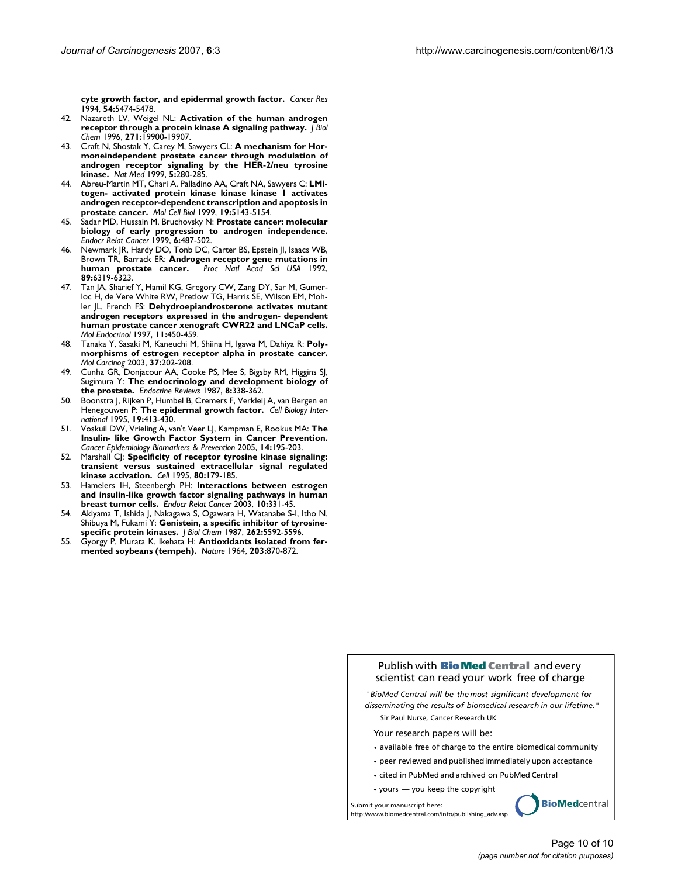cyte growth factor, and epidermal growth factor. *Cancer Res* 1994, **54:**5474-5478.

42. Nazareth LV, Weigel NL: **Activation of the human androgen receptor through a protein kinase A signaling pathway.** *J Biol Chem* 1996, **271:**19900-19907.
43. Craft N, Shostak Y, Carey M, Sawyers CL: **A mechanism for Hormoneindependent prostate cancer through modulation of androgen receptor signaling by the HER-2/neu tyrosine kinase.** *Nat Med* 1999, **5:**280-285.
44. Abreu-Martin MT, Chari A, Palladino AA, Craft NA, Sawyers C: **LMitogen- activated protein kinase kinase kinase 1 activates androgen receptor-dependent transcription and apoptosis in prostate cancer.** *Mol Cell Biol* 1999, **19:**5143-5154.
45. Sadar MD, Hussain M, Bruchovsky N: **Prostate cancer: molecular biology of early progression to androgen independence.** *Endocr Relat Cancer* 1999, **6:**487-502.
46. Newmark JR, Hardy DO, Tonb DC, Carter BS, Epstein JI, Isaacs WB, Brown TR, Barrack ER: **Androgen receptor gene mutations in human prostate cancer.** *Proc Natl Acad Sci USA* 1992, **89:**6319-6323.
47. Tan JA, Sharief Y, Hamil KG, Gregory CW, Zang DY, Sar M, Gumerloc H, de Vere White RW, Pretlow TG, Harris SE, Wilson EM, Mohler JL, French FS: **Dehydroepiandrosterone activates mutant androgen receptors expressed in the androgen- dependent human prostate cancer xenograft CWR22 and LNCaP cells.** *Mol Endocrinol* 1997, **11:**450-459.
48. Tanaka Y, Sasaki M, Kaneuchi M, Shiina H, Igawa M, Dahiya R: **Polymorphisms of estrogen receptor alpha in prostate cancer.** *Mol Carcinog* 2003, **37:**202-208.
49. Cunha GR, Donjacour AA, Cooke PS, Mee S, Bigsby RM, Higgins SJ, Sugimura Y: **The endocrinology and development biology of the prostate.** *Endocrine Reviews* 1987, **8:**338-362.
50. Boonstra J, Rijken P, Humbel B, Cremers F, Verkleij A, van Bergen en Henegouwen P: **The epidermal growth factor.** *Cell Biology International* 1995, **19:**413-430.
51. Voskuil DW, Vrieling A, van't Veer LJ, Kampman E, Rookus MA: **The Insulin- like Growth Factor System in Cancer Prevention.** *Cancer Epidemiology Biomarkers & Prevention* 2005, **14:**195-203.
52. Marshall CJ: **Specificity of receptor tyrosine kinase signaling: transient versus sustained extracellular signal regulated kinase activation.** *Cell* 1995, **80:**179-185.
53. Hamelers IH, Steenbergh PH: **Interactions between estrogen and insulin-like growth factor signaling pathways in human breast tumor cells.** *Endocr Relat Cancer* 2003, **10:**331-45.
54. Akiyama T, Ishida J, Nakagawa S, Ogawara H, Watanabe S-I, Itho N, Shibuya M, Fukami Y: **Genistein, a specific inhibitor of tyrosine-specific protein kinases.** *J Biol Chem* 1987, **262:**5592-5596.
55. Gyorgy P, Murata K, Ikehata H: **Antioxidants isolated from fermented soybeans (tempeh).** *Nature* 1964, **203:**870-872.

Publish with **BioMed Central** and every scientist can read your work free of charge

*"BioMed Central will be the most significant development for disseminating the results of biomedical research in our lifetime."*

Sir Paul Nurse, Cancer Research UK

Your research papers will be:

- available free of charge to the entire biomedical community
- peer reviewed and published immediately upon acceptance
- cited in PubMed and archived on PubMed Central
- yours — you keep the copyright

Submit your manuscript here:
http://www.biomedcentral.com/info/publishing_adv.asp

**BioMed**central